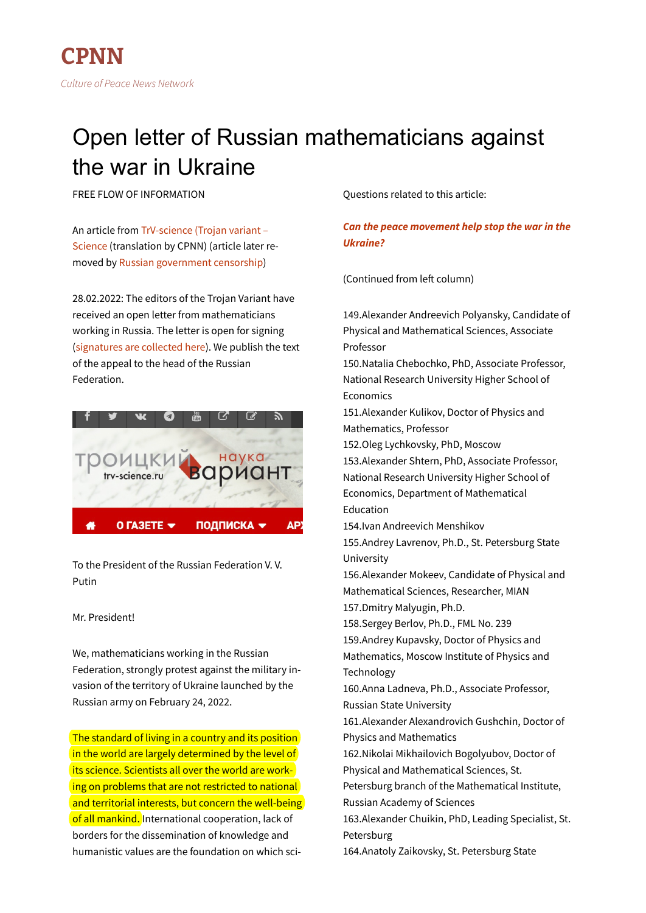# CPNN

*Culture of Peace News Network*

# Open letter of Russian mathematicians against the war in Ukraine

FREE FLOW OF INFORMATION

An article from TrV-science (Trojan variant – Science (translation by CPNN) (article later re-moved by Russian government censorship)

28.02.2022: The editors of the Trojan Variant have received an open letter from mathematicians working in Russia. The letter is open for signing (signatures are collected here). We publish the text of the appeal to the head of the Russian Federation.

To the President of the Russian Federation V. V. Putin

Mr. President!

We, mathematicians working in the Russian Federation, strongly protest against the military in-vasion of the territory of Ukraine launched by the Russian army on February 24, 2022.

The standard of living in a country and its position in the world are largely determined by the level of its science. Scientists all over the world are work-ing on problems that are not restricted to national and territorial interests, but concern the well-being of all mankind. International cooperation, lack of borders for the dissemination of knowledge and humanistic values are the foundation on which sci-

Questions related to this article:

***Can the peace movement help stop the war in the Ukraine?***

(Continued from left column)

149.Alexander Andreevich Polyansky, Candidate of Physical and Mathematical Sciences, Associate Professor
150.Natalia Chebochko, PhD, Associate Professor, National Research University Higher School of Economics
151.Alexander Kulikov, Doctor of Physics and Mathematics, Professor
152.Oleg Lychkovsky, PhD, Moscow
153.Alexander Shtern, PhD, Associate Professor, National Research University Higher School of Economics, Department of Mathematical Education
154.Ivan Andreevich Menshikov
155.Andrey Lavrenov, Ph.D., St. Petersburg State University
156.Alexander Mokeev, Candidate of Physical and Mathematical Sciences, Researcher, MIAN
157.Dmitry Malyugin, Ph.D.
158.Sergey Berlov, Ph.D., FML No. 239
159.Andrey Kupavsky, Doctor of Physics and Mathematics, Moscow Institute of Physics and Technology
160.Anna Ladneva, Ph.D., Associate Professor, Russian State University
161.Alexander Alexandrovich Gushchin, Doctor of Physics and Mathematics
162.Nikolai Mikhailovich Bogolyubov, Doctor of Physical and Mathematical Sciences, St. Petersburg branch of the Mathematical Institute, Russian Academy of Sciences
163.Alexander Chuikin, PhD, Leading Specialist, St. Petersburg
164.Anatoly Zaikovsky, St. Petersburg State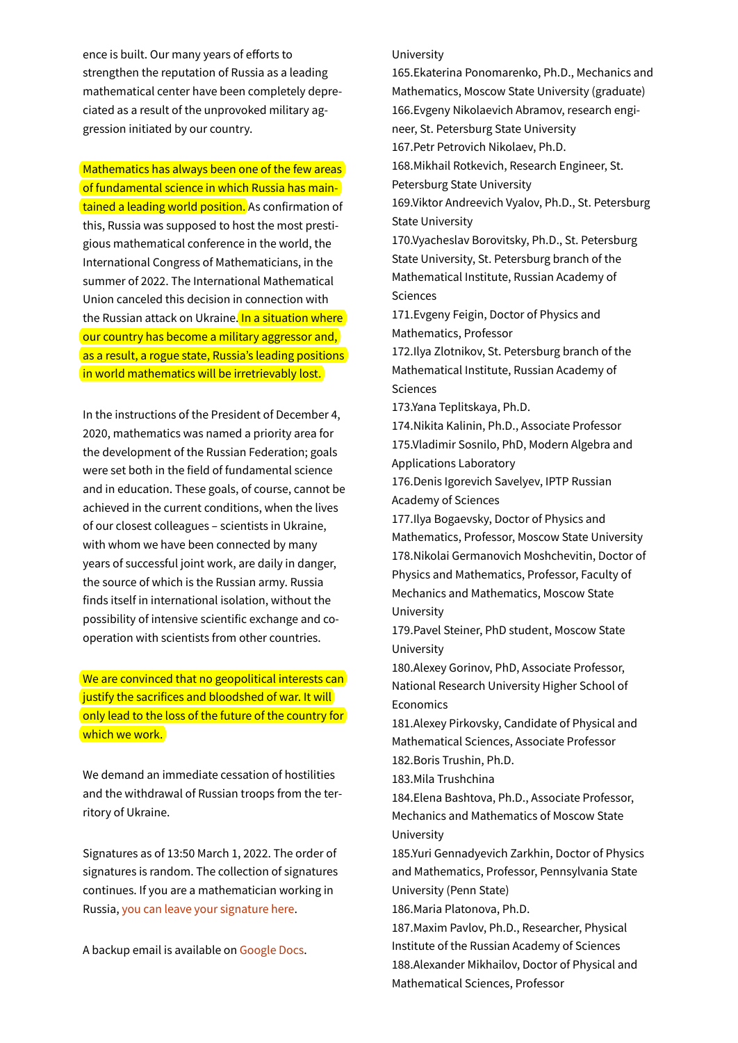ence is built. Our many years of efforts to strengthen the reputation of Russia as a leading mathematical center have been completely depreciated as a result of the unprovoked military aggression initiated by our country.

Mathematics has always been one of the few areas of fundamental science in which Russia has maintained a leading world position. As confirmation of this, Russia was supposed to host the most prestigious mathematical conference in the world, the International Congress of Mathematicians, in the summer of 2022. The International Mathematical Union canceled this decision in connection with the Russian attack on Ukraine. In a situation where our country has become a military aggressor and, as a result, a rogue state, Russia's leading positions in world mathematics will be irretrievably lost.

In the instructions of the President of December 4, 2020, mathematics was named a priority area for the development of the Russian Federation; goals were set both in the field of fundamental science and in education. These goals, of course, cannot be achieved in the current conditions, when the lives of our closest colleagues – scientists in Ukraine, with whom we have been connected by many years of successful joint work, are daily in danger, the source of which is the Russian army. Russia finds itself in international isolation, without the possibility of intensive scientific exchange and cooperation with scientists from other countries.

We are convinced that no geopolitical interests can justify the sacrifices and bloodshed of war. It will only lead to the loss of the future of the country for which we work.

We demand an immediate cessation of hostilities and the withdrawal of Russian troops from the territory of Ukraine.

Signatures as of 13:50 March 1, 2022. The order of signatures is random. The collection of signatures continues. If you are a mathematician working in Russia, you can leave your signature here.

A backup email is available on Google Docs.

University

165. Ekaterina Ponomarenko, Ph.D., Mechanics and Mathematics, Moscow State University (graduate)
166. Evgeny Nikolaevich Abramov, research engineer, St. Petersburg State University
167. Petr Petrovich Nikolaev, Ph.D.
168. Mikhail Rotkevich, Research Engineer, St. Petersburg State University
169. Viktor Andreevich Vyalov, Ph.D., St. Petersburg State University
170. Vyacheslav Borovitsky, Ph.D., St. Petersburg State University, St. Petersburg branch of the Mathematical Institute, Russian Academy of Sciences
171. Evgeny Feigin, Doctor of Physics and Mathematics, Professor
172. Ilya Zlotnikov, St. Petersburg branch of the Mathematical Institute, Russian Academy of Sciences
173. Yana Teplitskaya, Ph.D.
174. Nikita Kalinin, Ph.D., Associate Professor
175. Vladimir Sosnilo, PhD, Modern Algebra and Applications Laboratory
176. Denis Igorevich Savelyev, IPTP Russian Academy of Sciences
177. Ilya Bogaevsky, Doctor of Physics and Mathematics, Professor, Moscow State University
178. Nikolai Germanovich Moshchevitin, Doctor of Physics and Mathematics, Professor, Faculty of Mechanics and Mathematics, Moscow State University
179. Pavel Steiner, PhD student, Moscow State University
180. Alexey Gorinov, PhD, Associate Professor, National Research University Higher School of Economics
181. Alexey Pirkovsky, Candidate of Physical and Mathematical Sciences, Associate Professor
182. Boris Trushin, Ph.D.
183. Mila Trushchina
184. Elena Bashtova, Ph.D., Associate Professor, Mechanics and Mathematics of Moscow State University
185. Yuri Gennadyevich Zarkhin, Doctor of Physics and Mathematics, Professor, Pennsylvania State University (Penn State)
186. Maria Platonova, Ph.D.
187. Maxim Pavlov, Ph.D., Researcher, Physical Institute of the Russian Academy of Sciences
188. Alexander Mikhailov, Doctor of Physical and Mathematical Sciences, Professor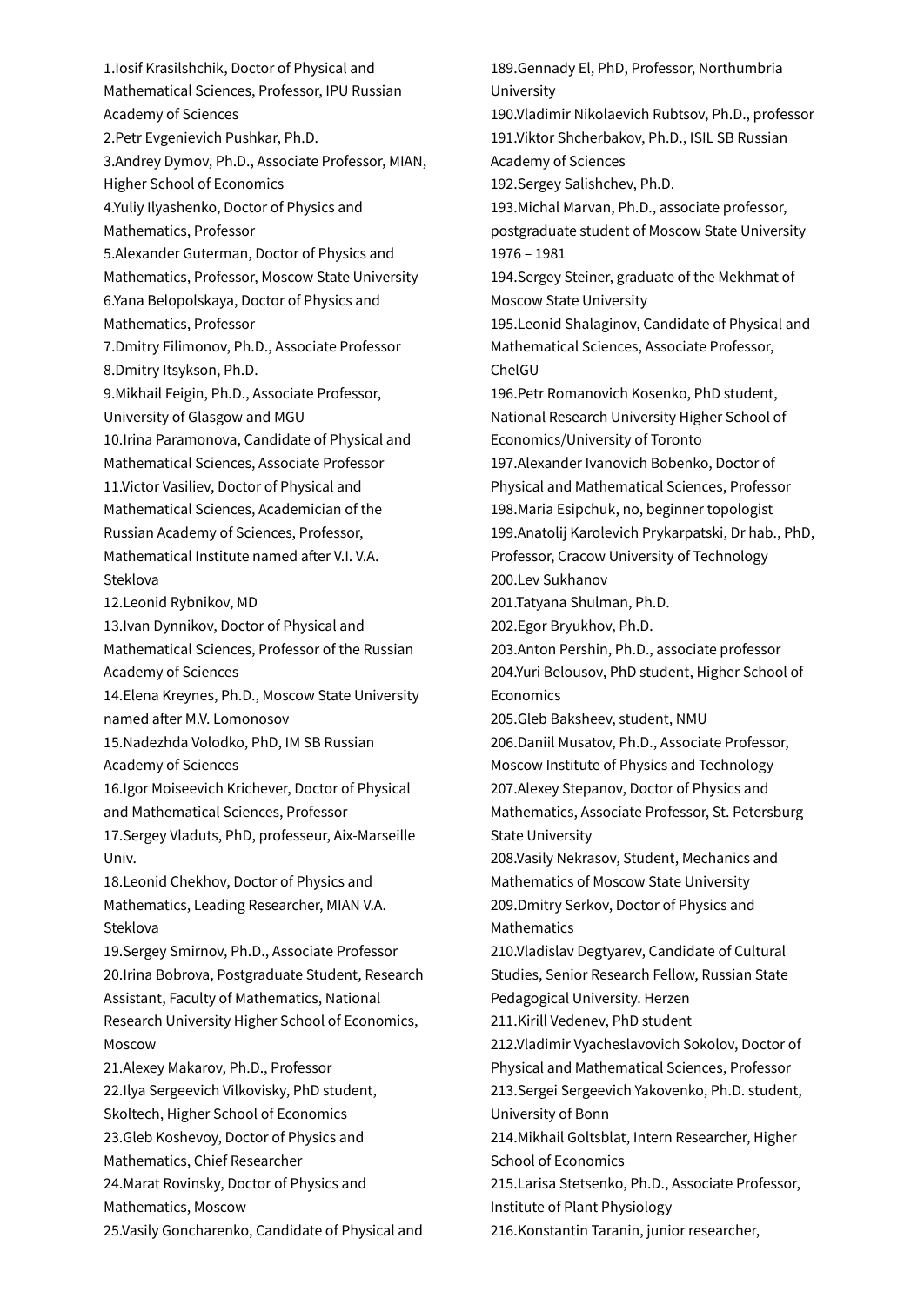1.Iosif Krasilshchik, Doctor of Physical and Mathematical Sciences, Professor, IPU Russian Academy of Sciences
2.Petr Evgenievich Pushkar, Ph.D.
3.Andrey Dymov, Ph.D., Associate Professor, MIAN, Higher School of Economics
4.Yuliy Ilyashenko, Doctor of Physics and Mathematics, Professor
5.Alexander Guterman, Doctor of Physics and Mathematics, Professor, Moscow State University
6.Yana Belopolskaya, Doctor of Physics and Mathematics, Professor
7.Dmitry Filimonov, Ph.D., Associate Professor
8.Dmitry Itsykson, Ph.D.
9.Mikhail Feigin, Ph.D., Associate Professor, University of Glasgow and MGU
10.Irina Paramonova, Candidate of Physical and Mathematical Sciences, Associate Professor
11.Victor Vasiliev, Doctor of Physical and Mathematical Sciences, Academician of the Russian Academy of Sciences, Professor, Mathematical Institute named after V.I. V.A. Steklova
12.Leonid Rybnikov, MD
13.Ivan Dynnikov, Doctor of Physical and Mathematical Sciences, Professor of the Russian Academy of Sciences
14.Elena Kreynes, Ph.D., Moscow State University named after M.V. Lomonosov
15.Nadezhda Volodko, PhD, IM SB Russian Academy of Sciences
16.Igor Moiseevich Krichever, Doctor of Physical and Mathematical Sciences, Professor
17.Sergey Vladuts, PhD, professeur, Aix-Marseille Univ.
18.Leonid Chekhov, Doctor of Physics and Mathematics, Leading Researcher, MIAN V.A. Steklova
19.Sergey Smirnov, Ph.D., Associate Professor
20.Irina Bobrova, Postgraduate Student, Research Assistant, Faculty of Mathematics, National Research University Higher School of Economics, Moscow
21.Alexey Makarov, Ph.D., Professor
22.Ilya Sergeevich Vilkovisky, PhD student, Skoltech, Higher School of Economics
23.Gleb Koshevoy, Doctor of Physics and Mathematics, Chief Researcher
24.Marat Rovinsky, Doctor of Physics and Mathematics, Moscow
25.Vasily Goncharenko, Candidate of Physical and
189.Gennady El, PhD, Professor, Northumbria University
190.Vladimir Nikolaevich Rubtsov, Ph.D., professor
191.Viktor Shcherbakov, Ph.D., ISIL SB Russian Academy of Sciences
192.Sergey Salishchev, Ph.D.
193.Michal Marvan, Ph.D., associate professor, postgraduate student of Moscow State University 1976 – 1981
194.Sergey Steiner, graduate of the Mekhmat of Moscow State University
195.Leonid Shalaginov, Candidate of Physical and Mathematical Sciences, Associate Professor, ChelGU
196.Petr Romanovich Kosenko, PhD student, National Research University Higher School of Economics/University of Toronto
197.Alexander Ivanovich Bobenko, Doctor of Physical and Mathematical Sciences, Professor
198.Maria Esipchuk, no, beginner topologist
199.Anatolij Karolevich Prykarpatski, Dr hab., PhD, Professor, Cracow University of Technology
200.Lev Sukhanov
201.Tatyana Shulman, Ph.D.
202.Egor Bryukhov, Ph.D.
203.Anton Pershin, Ph.D., associate professor
204.Yuri Belousov, PhD student, Higher School of Economics
205.Gleb Baksheev, student, NMU
206.Daniil Musatov, Ph.D., Associate Professor, Moscow Institute of Physics and Technology
207.Alexey Stepanov, Doctor of Physics and Mathematics, Associate Professor, St. Petersburg State University
208.Vasily Nekrasov, Student, Mechanics and Mathematics of Moscow State University
209.Dmitry Serkov, Doctor of Physics and Mathematics
210.Vladislav Degtyarev, Candidate of Cultural Studies, Senior Research Fellow, Russian State Pedagogical University. Herzen
211.Kirill Vedenev, PhD student
212.Vladimir Vyacheslavovich Sokolov, Doctor of Physical and Mathematical Sciences, Professor
213.Sergei Sergeevich Yakovenko, Ph.D. student, University of Bonn
214.Mikhail Goltsblat, Intern Researcher, Higher School of Economics
215.Larisa Stetsenko, Ph.D., Associate Professor, Institute of Plant Physiology
216.Konstantin Taranin, junior researcher,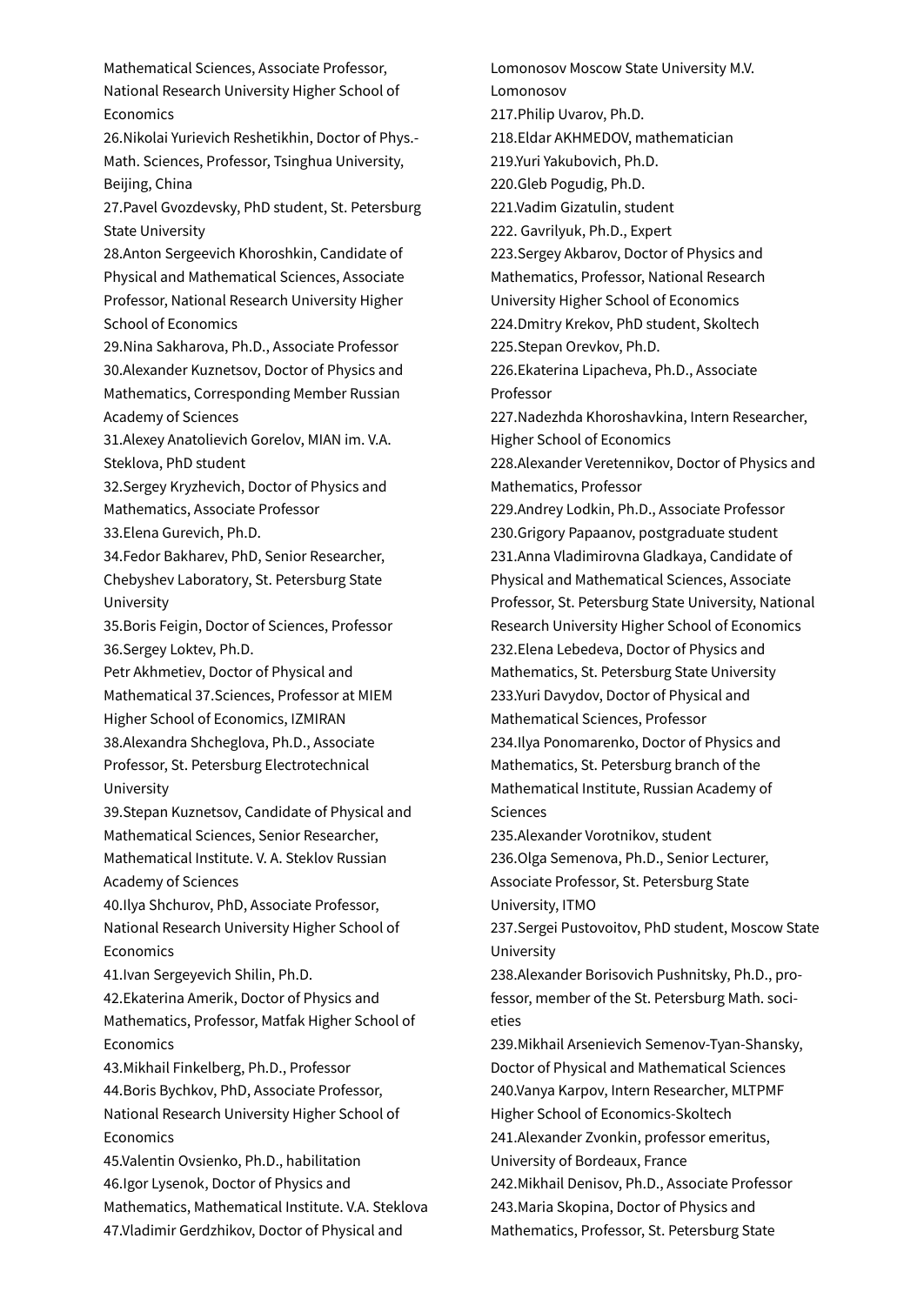Mathematical Sciences, Associate Professor, National Research University Higher School of Economics

26.Nikolai Yurievich Reshetikhin, Doctor of Phys.-Math. Sciences, Professor, Tsinghua University, Beijing, China

27.Pavel Gvozdevsky, PhD student, St. Petersburg State University

28.Anton Sergeevich Khoroshkin, Candidate of Physical and Mathematical Sciences, Associate Professor, National Research University Higher School of Economics

29.Nina Sakharova, Ph.D., Associate Professor

30.Alexander Kuznetsov, Doctor of Physics and Mathematics, Corresponding Member Russian Academy of Sciences

31.Alexey Anatolievich Gorelov, MIAN im. V.A. Steklova, PhD student

32.Sergey Kryzhevich, Doctor of Physics and Mathematics, Associate Professor

33.Elena Gurevich, Ph.D.

34.Fedor Bakharev, PhD, Senior Researcher, Chebyshev Laboratory, St. Petersburg State University

35.Boris Feigin, Doctor of Sciences, Professor

36.Sergey Loktev, Ph.D.

Petr Akhmetiev, Doctor of Physical and Mathematical 37.Sciences, Professor at MIEM Higher School of Economics, IZMIRAN

38.Alexandra Shcheglova, Ph.D., Associate Professor, St. Petersburg Electrotechnical University

39.Stepan Kuznetsov, Candidate of Physical and Mathematical Sciences, Senior Researcher, Mathematical Institute. V. A. Steklov Russian Academy of Sciences

40.Ilya Shchurov, PhD, Associate Professor, National Research University Higher School of Economics

41.Ivan Sergeyevich Shilin, Ph.D.

42.Ekaterina Amerik, Doctor of Physics and Mathematics, Professor, Matfak Higher School of Economics

43.Mikhail Finkelberg, Ph.D., Professor

44.Boris Bychkov, PhD, Associate Professor, National Research University Higher School of Economics

45.Valentin Ovsienko, Ph.D., habilitation

46.Igor Lysenok, Doctor of Physics and Mathematics, Mathematical Institute. V.A. Steklova

47.Vladimir Gerdzhikov, Doctor of Physical and

Lomonosov Moscow State University M.V. Lomonosov

217.Philip Uvarov, Ph.D.

218.Eldar AKHMEDOV, mathematician

219.Yuri Yakubovich, Ph.D.

220.Gleb Pogudig, Ph.D.

221.Vadim Gizatulin, student

222. Gavrilyuk, Ph.D., Expert

223.Sergey Akbarov, Doctor of Physics and Mathematics, Professor, National Research University Higher School of Economics

224.Dmitry Krekov, PhD student, Skoltech

225.Stepan Orevkov, Ph.D.

226.Ekaterina Lipacheva, Ph.D., Associate Professor

227.Nadezhda Khoroshavkina, Intern Researcher, Higher School of Economics

228.Alexander Veretennikov, Doctor of Physics and Mathematics, Professor

229.Andrey Lodkin, Ph.D., Associate Professor

230.Grigory Papaanov, postgraduate student

231.Anna Vladimirovna Gladkaya, Candidate of Physical and Mathematical Sciences, Associate Professor, St. Petersburg State University, National Research University Higher School of Economics

232.Elena Lebedeva, Doctor of Physics and Mathematics, St. Petersburg State University

233.Yuri Davydov, Doctor of Physical and Mathematical Sciences, Professor

234.Ilya Ponomarenko, Doctor of Physics and Mathematics, St. Petersburg branch of the Mathematical Institute, Russian Academy of Sciences

235.Alexander Vorotnikov, student

236.Olga Semenova, Ph.D., Senior Lecturer, Associate Professor, St. Petersburg State University, ITMO

237.Sergei Pustovoitov, PhD student, Moscow State University

238.Alexander Borisovich Pushnitsky, Ph.D., professor, member of the St. Petersburg Math. societies

239.Mikhail Arsenievich Semenov-Tyan-Shansky, Doctor of Physical and Mathematical Sciences

240.Vanya Karpov, Intern Researcher, MLTPMF Higher School of Economics-Skoltech

241.Alexander Zvonkin, professor emeritus, University of Bordeaux, France

242.Mikhail Denisov, Ph.D., Associate Professor

243.Maria Skopina, Doctor of Physics and Mathematics, Professor, St. Petersburg State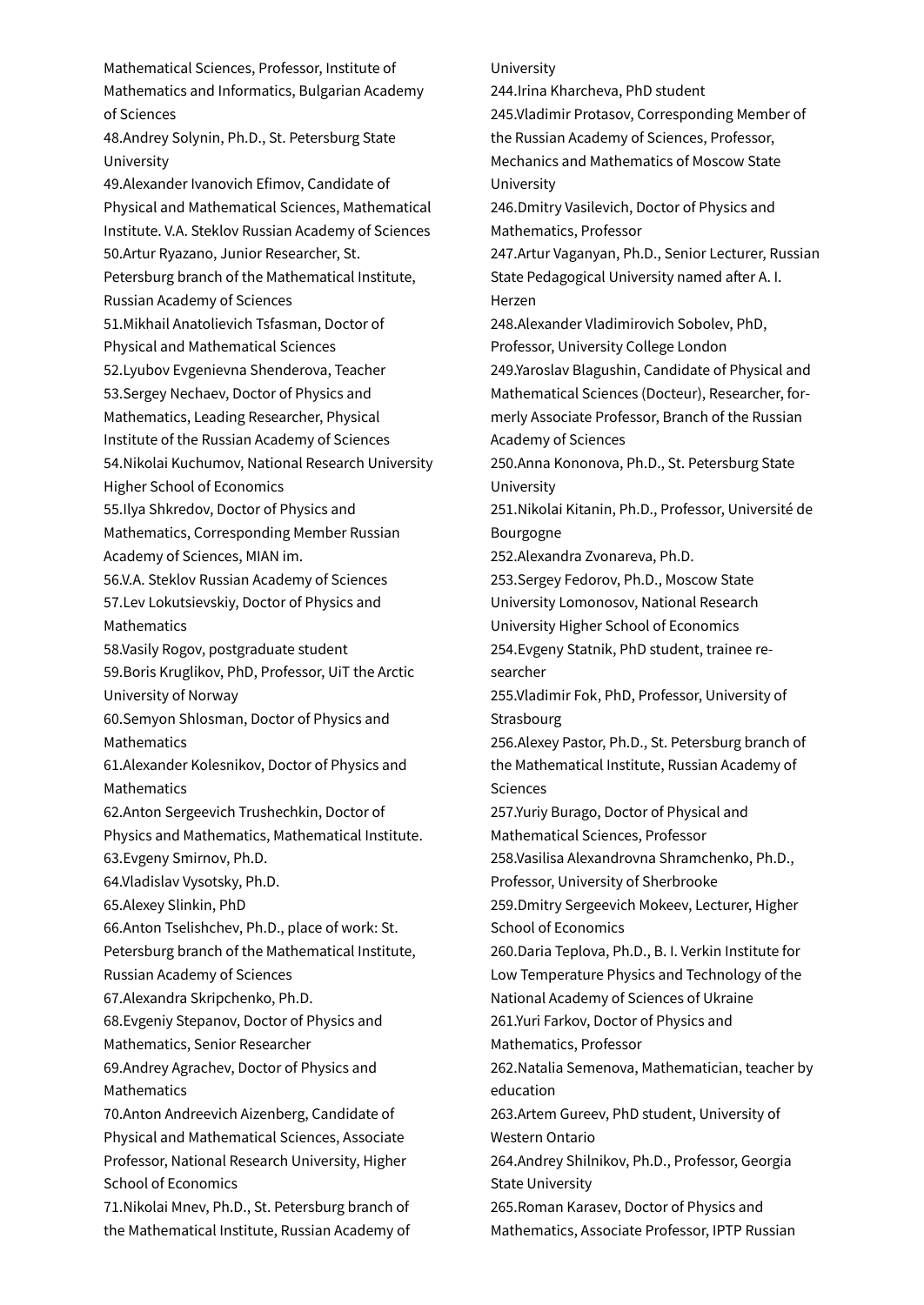Mathematical Sciences, Professor, Institute of Mathematics and Informatics, Bulgarian Academy of Sciences
48.Andrey Solynin, Ph.D., St. Petersburg State University
49.Alexander Ivanovich Efimov, Candidate of Physical and Mathematical Sciences, Mathematical Institute. V.A. Steklov Russian Academy of Sciences
50.Artur Ryazano, Junior Researcher, St. Petersburg branch of the Mathematical Institute, Russian Academy of Sciences
51.Mikhail Anatolievich Tsfasman, Doctor of Physical and Mathematical Sciences
52.Lyubov Evgenievna Shenderova, Teacher
53.Sergey Nechaev, Doctor of Physics and Mathematics, Leading Researcher, Physical Institute of the Russian Academy of Sciences
54.Nikolai Kuchumov, National Research University Higher School of Economics
55.Ilya Shkredov, Doctor of Physics and Mathematics, Corresponding Member Russian Academy of Sciences, MIAN im.
56.V.A. Steklov Russian Academy of Sciences
57.Lev Lokutsievskiy, Doctor of Physics and Mathematics
58.Vasily Rogov, postgraduate student
59.Boris Kruglikov, PhD, Professor, UiT the Arctic University of Norway
60.Semyon Shlosman, Doctor of Physics and Mathematics
61.Alexander Kolesnikov, Doctor of Physics and Mathematics
62.Anton Sergeevich Trushechkin, Doctor of Physics and Mathematics, Mathematical Institute.
63.Evgeny Smirnov, Ph.D.
64.Vladislav Vysotsky, Ph.D.
65.Alexey Slinkin, PhD
66.Anton Tselishchev, Ph.D., place of work: St. Petersburg branch of the Mathematical Institute, Russian Academy of Sciences
67.Alexandra Skripchenko, Ph.D.
68.Evgeniy Stepanov, Doctor of Physics and Mathematics, Senior Researcher
69.Andrey Agrachev, Doctor of Physics and Mathematics
70.Anton Andreevich Aizenberg, Candidate of Physical and Mathematical Sciences, Associate Professor, National Research University, Higher School of Economics
71.Nikolai Mnev, Ph.D., St. Petersburg branch of the Mathematical Institute, Russian Academy of University
244.Irina Kharcheva, PhD student
245.Vladimir Protasov, Corresponding Member of the Russian Academy of Sciences, Professor, Mechanics and Mathematics of Moscow State University
246.Dmitry Vasilevich, Doctor of Physics and Mathematics, Professor
247.Artur Vaganyan, Ph.D., Senior Lecturer, Russian State Pedagogical University named after A. I. Herzen
248.Alexander Vladimirovich Sobolev, PhD, Professor, University College London
249.Yaroslav Blagushin, Candidate of Physical and Mathematical Sciences (Docteur), Researcher, formerly Associate Professor, Branch of the Russian Academy of Sciences
250.Anna Kononova, Ph.D., St. Petersburg State University
251.Nikolai Kitanin, Ph.D., Professor, Université de Bourgogne
252.Alexandra Zvonareva, Ph.D.
253.Sergey Fedorov, Ph.D., Moscow State University Lomonosov, National Research University Higher School of Economics
254.Evgeny Statnik, PhD student, trainee researcher
255.Vladimir Fok, PhD, Professor, University of Strasbourg
256.Alexey Pastor, Ph.D., St. Petersburg branch of the Mathematical Institute, Russian Academy of Sciences
257.Yuriy Burago, Doctor of Physical and Mathematical Sciences, Professor
258.Vasilisa Alexandrovna Shramchenko, Ph.D., Professor, University of Sherbrooke
259.Dmitry Sergeevich Mokeev, Lecturer, Higher School of Economics
260.Daria Teplova, Ph.D., B. I. Verkin Institute for Low Temperature Physics and Technology of the National Academy of Sciences of Ukraine
261.Yuri Farkov, Doctor of Physics and Mathematics, Professor
262.Natalia Semenova, Mathematician, teacher by education
263.Artem Gureev, PhD student, University of Western Ontario
264.Andrey Shilnikov, Ph.D., Professor, Georgia State University
265.Roman Karasev, Doctor of Physics and Mathematics, Associate Professor, IPTP Russian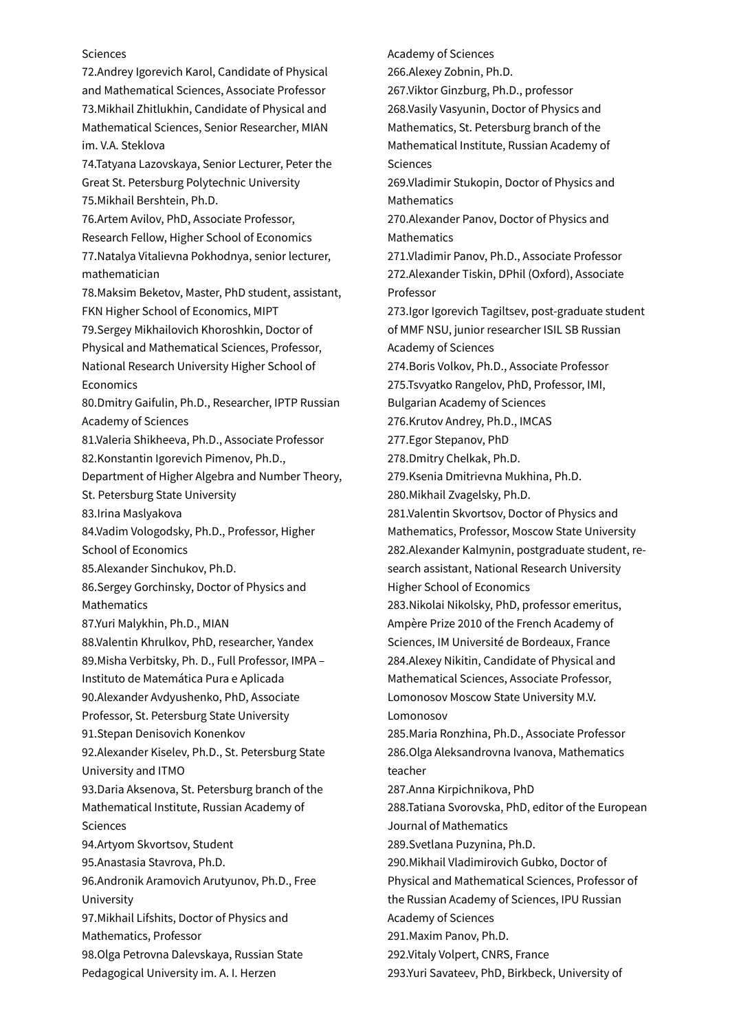Sciences

72.Andrey Igorevich Karol, Candidate of Physical and Mathematical Sciences, Associate Professor

73.Mikhail Zhitlukhin, Candidate of Physical and Mathematical Sciences, Senior Researcher, MIAN im. V.A. Steklova

74.Tatyana Lazovskaya, Senior Lecturer, Peter the Great St. Petersburg Polytechnic University

75.Mikhail Bershtein, Ph.D.

76.Artem Avilov, PhD, Associate Professor, Research Fellow, Higher School of Economics

77.Natalya Vitalievna Pokhodnya, senior lecturer, mathematician

78.Maksim Beketov, Master, PhD student, assistant, FKN Higher School of Economics, MIPT

79.Sergey Mikhailovich Khoroshkin, Doctor of Physical and Mathematical Sciences, Professor, National Research University Higher School of Economics

80.Dmitry Gaifulin, Ph.D., Researcher, IPTP Russian Academy of Sciences

81.Valeria Shikheeva, Ph.D., Associate Professor

82.Konstantin Igorevich Pimenov, Ph.D., Department of Higher Algebra and Number Theory, St. Petersburg State University

83.Irina Maslyakova

84.Vadim Vologodsky, Ph.D., Professor, Higher School of Economics

85.Alexander Sinchukov, Ph.D.

86.Sergey Gorchinsky, Doctor of Physics and Mathematics

87.Yuri Malykhin, Ph.D., MIAN

88.Valentin Khrulkov, PhD, researcher, Yandex

89.Misha Verbitsky, Ph. D., Full Professor, IMPA – Instituto de Matemática Pura e Aplicada

90.Alexander Avdyushenko, PhD, Associate Professor, St. Petersburg State University

91.Stepan Denisovich Konenkov

92.Alexander Kiselev, Ph.D., St. Petersburg State University and ITMO

93.Daria Aksenova, St. Petersburg branch of the Mathematical Institute, Russian Academy of Sciences

94.Artyom Skvortsov, Student

95.Anastasia Stavrova, Ph.D.

96.Andronik Aramovich Arutyunov, Ph.D., Free University

97.Mikhail Lifshits, Doctor of Physics and Mathematics, Professor

98.Olga Petrovna Dalevskaya, Russian State Pedagogical University im. A. I. Herzen

Academy of Sciences

266.Alexey Zobnin, Ph.D.

267.Viktor Ginzburg, Ph.D., professor

268.Vasily Vasyunin, Doctor of Physics and Mathematics, St. Petersburg branch of the Mathematical Institute, Russian Academy of Sciences

269.Vladimir Stukopin, Doctor of Physics and Mathematics

270.Alexander Panov, Doctor of Physics and Mathematics

271.Vladimir Panov, Ph.D., Associate Professor

272.Alexander Tiskin, DPhil (Oxford), Associate Professor

273.Igor Igorevich Tagiltsev, post-graduate student of MMF NSU, junior researcher ISIL SB Russian Academy of Sciences

274.Boris Volkov, Ph.D., Associate Professor

275.Tsvyatko Rangelov, PhD, Professor, IMI, Bulgarian Academy of Sciences

276.Krutov Andrey, Ph.D., IMCAS

277.Egor Stepanov, PhD

278.Dmitry Chelkak, Ph.D.

279.Ksenia Dmitrievna Mukhina, Ph.D.

280.Mikhail Zvagelsky, Ph.D.

281.Valentin Skvortsov, Doctor of Physics and Mathematics, Professor, Moscow State University

282.Alexander Kalmynin, postgraduate student, research assistant, National Research University Higher School of Economics

283.Nikolai Nikolsky, PhD, professor emeritus, Ampère Prize 2010 of the French Academy of Sciences, IM Université de Bordeaux, France

284.Alexey Nikitin, Candidate of Physical and Mathematical Sciences, Associate Professor, Lomonosov Moscow State University M.V. Lomonosov

285.Maria Ronzhina, Ph.D., Associate Professor

286.Olga Aleksandrovna Ivanova, Mathematics teacher

287.Anna Kirpichnikova, PhD

288.Tatiana Svorovska, PhD, editor of the European Journal of Mathematics

289.Svetlana Puzynina, Ph.D.

290.Mikhail Vladimirovich Gubko, Doctor of Physical and Mathematical Sciences, Professor of the Russian Academy of Sciences, IPU Russian Academy of Sciences

291.Maxim Panov, Ph.D.

292.Vitaly Volpert, CNRS, France

293.Yuri Savateev, PhD, Birkbeck, University of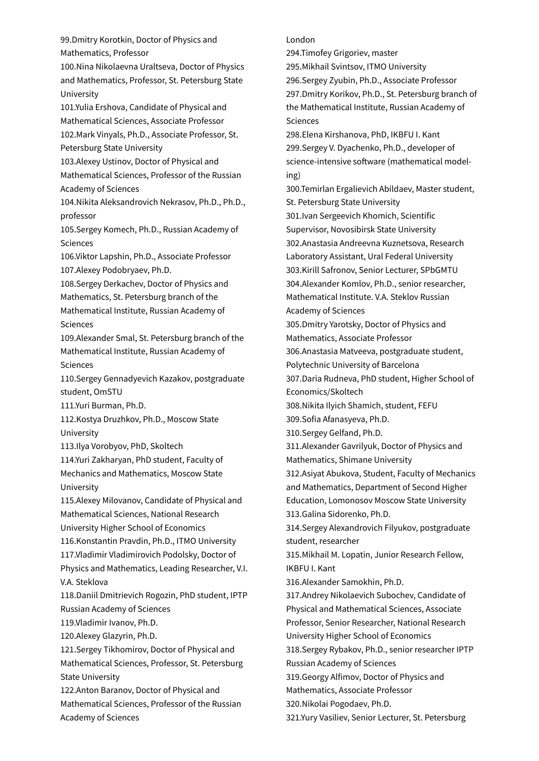99.Dmitry Korotkin, Doctor of Physics and Mathematics, Professor
100.Nina Nikolaevna Uraltseva, Doctor of Physics and Mathematics, Professor, St. Petersburg State University
101.Yulia Ershova, Candidate of Physical and Mathematical Sciences, Associate Professor
102.Mark Vinyals, Ph.D., Associate Professor, St. Petersburg State University
103.Alexey Ustinov, Doctor of Physical and Mathematical Sciences, Professor of the Russian Academy of Sciences
104.Nikita Aleksandrovich Nekrasov, Ph.D., Ph.D., professor
105.Sergey Komech, Ph.D., Russian Academy of Sciences
106.Viktor Lapshin, Ph.D., Associate Professor
107.Alexey Podobryaev, Ph.D.
108.Sergey Derkachev, Doctor of Physics and Mathematics, St. Petersburg branch of the Mathematical Institute, Russian Academy of Sciences
109.Alexander Smal, St. Petersburg branch of the Mathematical Institute, Russian Academy of Sciences
110.Sergey Gennadyevich Kazakov, postgraduate student, OmSTU
111.Yuri Burman, Ph.D.
112.Kostya Druzhkov, Ph.D., Moscow State University
113.Ilya Vorobyov, PhD, Skoltech
114.Yuri Zakharyan, PhD student, Faculty of Mechanics and Mathematics, Moscow State University
115.Alexey Milovanov, Candidate of Physical and Mathematical Sciences, National Research University Higher School of Economics
116.Konstantin Pravdin, Ph.D., ITMO University
117.Vladimir Vladimirovich Podolsky, Doctor of Physics and Mathematics, Leading Researcher, V.I. V.A. Steklova
118.Daniil Dmitrievich Rogozin, PhD student, IPTP Russian Academy of Sciences
119.Vladimir Ivanov, Ph.D.
120.Alexey Glazyrin, Ph.D.
121.Sergey Tikhomirov, Doctor of Physical and Mathematical Sciences, Professor, St. Petersburg State University
122.Anton Baranov, Doctor of Physical and Mathematical Sciences, Professor of the Russian Academy of Sciences

London
294.Timofey Grigoriev, master
295.Mikhail Svintsov, ITMO University
296.Sergey Zyubin, Ph.D., Associate Professor
297.Dmitry Korikov, Ph.D., St. Petersburg branch of the Mathematical Institute, Russian Academy of Sciences
298.Elena Kirshanova, PhD, IKBFU I. Kant
299.Sergey V. Dyachenko, Ph.D., developer of science-intensive software (mathematical modeling)
300.Temirlan Ergalievich Abildaev, Master student, St. Petersburg State University
301.Ivan Sergeevich Khomich, Scientific Supervisor, Novosibirsk State University
302.Anastasia Andreevna Kuznetsova, Research Laboratory Assistant, Ural Federal University
303.Kirill Safronov, Senior Lecturer, SPbGMTU
304.Alexander Komlov, Ph.D., senior researcher, Mathematical Institute. V.A. Steklov Russian Academy of Sciences
305.Dmitry Yarotsky, Doctor of Physics and Mathematics, Associate Professor
306.Anastasia Matveeva, postgraduate student, Polytechnic University of Barcelona
307.Daria Rudneva, PhD student, Higher School of Economics/Skoltech
308.Nikita Ilyich Shamich, student, FEFU
309.Sofia Afanasyeva, Ph.D.
310.Sergey Gelfand, Ph.D.
311.Alexander Gavrilyuk, Doctor of Physics and Mathematics, Shimane University
312.Asiyat Abukova, Student, Faculty of Mechanics and Mathematics, Department of Second Higher Education, Lomonosov Moscow State University
313.Galina Sidorenko, Ph.D.
314.Sergey Alexandrovich Filyukov, postgraduate student, researcher
315.Mikhail M. Lopatin, Junior Research Fellow, IKBFU I. Kant
316.Alexander Samokhin, Ph.D.
317.Andrey Nikolaevich Subochev, Candidate of Physical and Mathematical Sciences, Associate Professor, Senior Researcher, National Research University Higher School of Economics
318.Sergey Rybakov, Ph.D., senior researcher IPTP Russian Academy of Sciences
319.Georgy Alfimov, Doctor of Physics and Mathematics, Associate Professor
320.Nikolai Pogodaev, Ph.D.
321.Yury Vasiliev, Senior Lecturer, St. Petersburg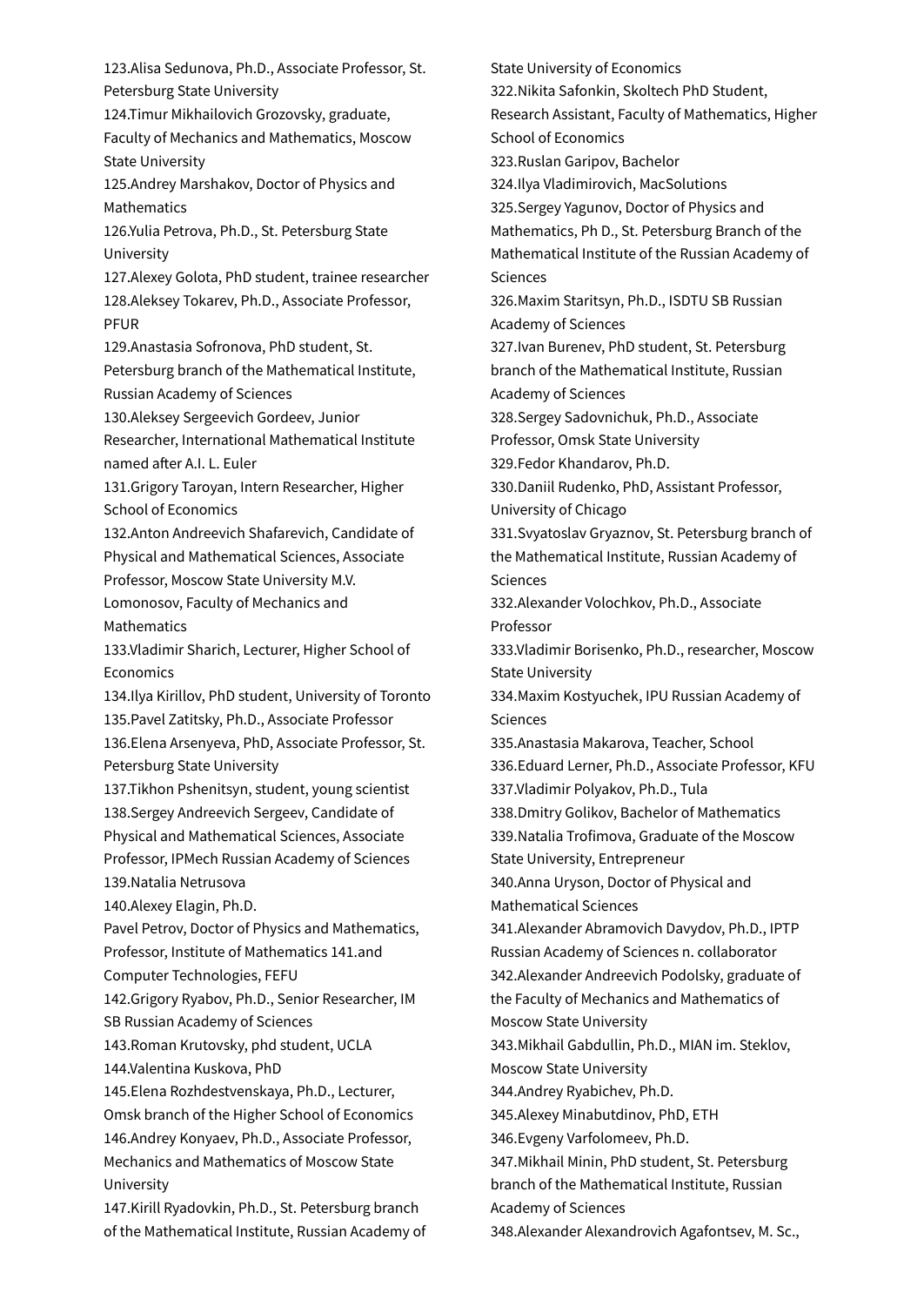123.Alisa Sedunova, Ph.D., Associate Professor, St. Petersburg State University
124.Timur Mikhailovich Grozovsky, graduate, Faculty of Mechanics and Mathematics, Moscow State University
125.Andrey Marshakov, Doctor of Physics and Mathematics
126.Yulia Petrova, Ph.D., St. Petersburg State University
127.Alexey Golota, PhD student, trainee researcher
128.Aleksey Tokarev, Ph.D., Associate Professor, PFUR
129.Anastasia Sofronova, PhD student, St. Petersburg branch of the Mathematical Institute, Russian Academy of Sciences
130.Aleksey Sergeevich Gordeev, Junior Researcher, International Mathematical Institute named after A.I. L. Euler
131.Grigory Taroyan, Intern Researcher, Higher School of Economics
132.Anton Andreevich Shafarevich, Candidate of Physical and Mathematical Sciences, Associate Professor, Moscow State University M.V. Lomonosov, Faculty of Mechanics and Mathematics
133.Vladimir Sharich, Lecturer, Higher School of Economics
134.Ilya Kirillov, PhD student, University of Toronto
135.Pavel Zatitsky, Ph.D., Associate Professor
136.Elena Arsenyeva, PhD, Associate Professor, St. Petersburg State University
137.Tikhon Pshenitsyn, student, young scientist
138.Sergey Andreevich Sergeev, Candidate of Physical and Mathematical Sciences, Associate Professor, IPMech Russian Academy of Sciences
139.Natalia Netrusova
140.Alexey Elagin, Ph.D.
Pavel Petrov, Doctor of Physics and Mathematics, Professor, Institute of Mathematics 141.and Computer Technologies, FEFU
142.Grigory Ryabov, Ph.D., Senior Researcher, IM SB Russian Academy of Sciences
143.Roman Krutovsky, phd student, UCLA
144.Valentina Kuskova, PhD
145.Elena Rozhdestvenskaya, Ph.D., Lecturer, Omsk branch of the Higher School of Economics
146.Andrey Konyaev, Ph.D., Associate Professor, Mechanics and Mathematics of Moscow State University
147.Kirill Ryadovkin, Ph.D., St. Petersburg branch of the Mathematical Institute, Russian Academy of State University of Economics
322.Nikita Safonkin, Skoltech PhD Student, Research Assistant, Faculty of Mathematics, Higher School of Economics
323.Ruslan Garipov, Bachelor
324.Ilya Vladimirovich, MacSolutions
325.Sergey Yagunov, Doctor of Physics and Mathematics, Ph D., St. Petersburg Branch of the Mathematical Institute of the Russian Academy of Sciences
326.Maxim Staritsyn, Ph.D., ISDTU SB Russian Academy of Sciences
327.Ivan Burenev, PhD student, St. Petersburg branch of the Mathematical Institute, Russian Academy of Sciences
328.Sergey Sadovnichuk, Ph.D., Associate Professor, Omsk State University
329.Fedor Khandarov, Ph.D.
330.Daniil Rudenko, PhD, Assistant Professor, University of Chicago
331.Svyatoslav Gryaznov, St. Petersburg branch of the Mathematical Institute, Russian Academy of Sciences
332.Alexander Volochkov, Ph.D., Associate Professor
333.Vladimir Borisenko, Ph.D., researcher, Moscow State University
334.Maxim Kostyuchek, IPU Russian Academy of Sciences
335.Anastasia Makarova, Teacher, School
336.Eduard Lerner, Ph.D., Associate Professor, KFU
337.Vladimir Polyakov, Ph.D., Tula
338.Dmitry Golikov, Bachelor of Mathematics
339.Natalia Trofimova, Graduate of the Moscow State University, Entrepreneur
340.Anna Uryson, Doctor of Physical and Mathematical Sciences
341.Alexander Abramovich Davydov, Ph.D., IPTP Russian Academy of Sciences n. collaborator
342.Alexander Andreevich Podolsky, graduate of the Faculty of Mechanics and Mathematics of Moscow State University
343.Mikhail Gabdullin, Ph.D., MIAN im. Steklov, Moscow State University
344.Andrey Ryabichev, Ph.D.
345.Alexey Minabutdinov, PhD, ETH
346.Evgeny Varfolomeev, Ph.D.
347.Mikhail Minin, PhD student, St. Petersburg branch of the Mathematical Institute, Russian Academy of Sciences
348.Alexander Alexandrovich Agafontsev, M. Sc.,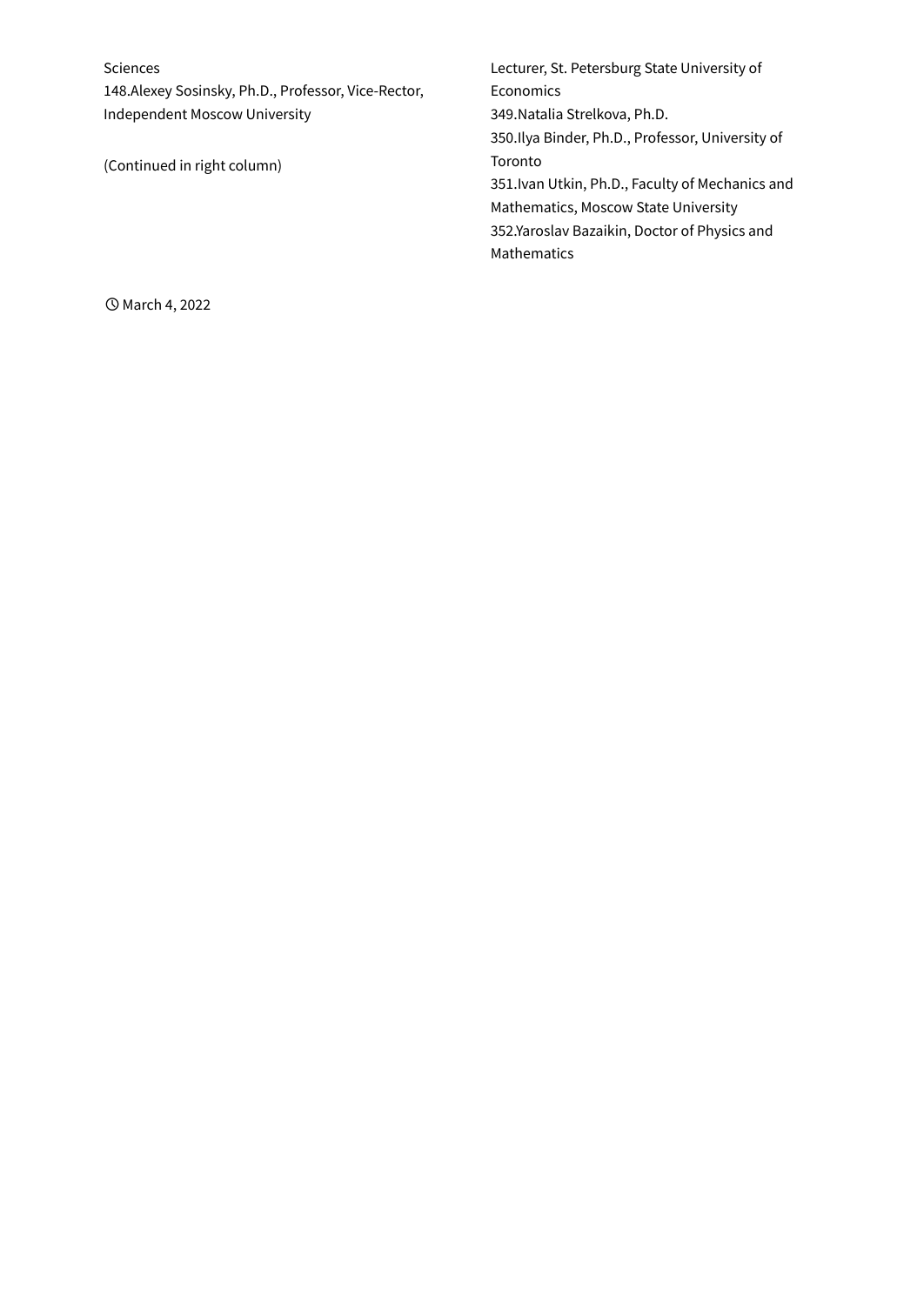Sciences
148.Alexey Sosinsky, Ph.D., Professor, Vice-Rector, Independent Moscow University

(Continued in right column)

Lecturer, St. Petersburg State University of Economics
349.Natalia Strelkova, Ph.D.
350.Ilya Binder, Ph.D., Professor, University of Toronto
351.Ivan Utkin, Ph.D., Faculty of Mechanics and Mathematics, Moscow State University
352.Yaroslav Bazaikin, Doctor of Physics and Mathematics

March 4, 2022